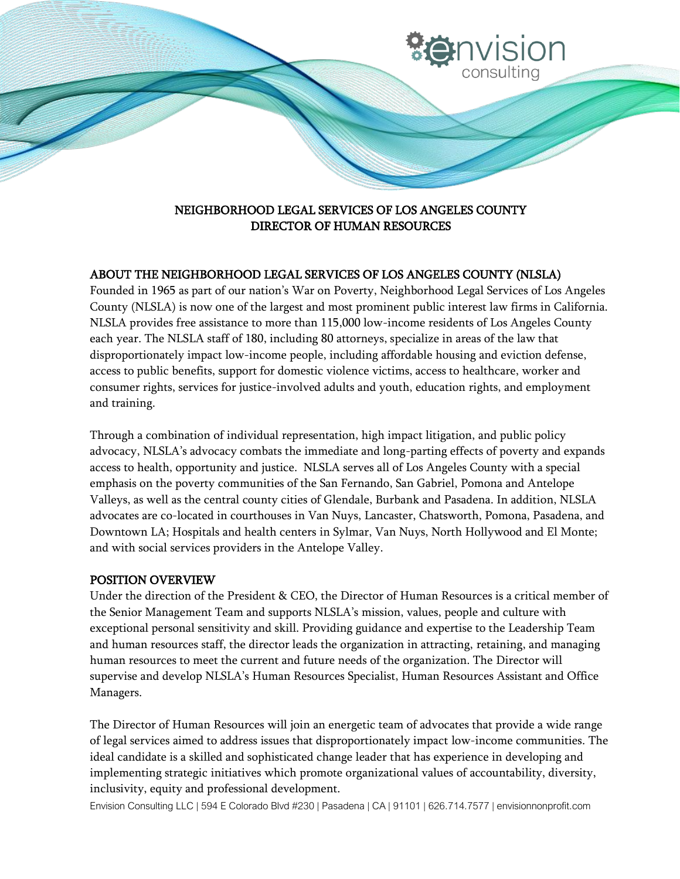# NEIGHBORHOOD LEGAL SERVICES OF LOS ANGELES COUNTY
# DIRECTOR OF HUMAN RESOURCES

## ABOUT THE NEIGHBORHOOD LEGAL SERVICES OF LOS ANGELES COUNTY (NLSLA)

Founded in 1965 as part of our nation's War on Poverty, Neighborhood Legal Services of Los Angeles County (NLSLA) is now one of the largest and most prominent public interest law firms in California. NLSLA provides free assistance to more than 115,000 low-income residents of Los Angeles County each year. The NLSLA staff of 180, including 80 attorneys, specialize in areas of the law that disproportionately impact low-income people, including affordable housing and eviction defense, access to public benefits, support for domestic violence victims, access to healthcare, worker and consumer rights, services for justice-involved adults and youth, education rights, and employment and training.

Through a combination of individual representation, high impact litigation, and public policy advocacy, NLSLA's advocacy combats the immediate and long-parting effects of poverty and expands access to health, opportunity and justice. NLSLA serves all of Los Angeles County with a special emphasis on the poverty communities of the San Fernando, San Gabriel, Pomona and Antelope Valleys, as well as the central county cities of Glendale, Burbank and Pasadena. In addition, NLSLA advocates are co-located in courthouses in Van Nuys, Lancaster, Chatsworth, Pomona, Pasadena, and Downtown LA; Hospitals and health centers in Sylmar, Van Nuys, North Hollywood and El Monte; and with social services providers in the Antelope Valley.

## POSITION OVERVIEW

Under the direction of the President & CEO, the Director of Human Resources is a critical member of the Senior Management Team and supports NLSLA's mission, values, people and culture with exceptional personal sensitivity and skill. Providing guidance and expertise to the Leadership Team and human resources staff, the director leads the organization in attracting, retaining, and managing human resources to meet the current and future needs of the organization. The Director will supervise and develop NLSLA's Human Resources Specialist, Human Resources Assistant and Office Managers.

The Director of Human Resources will join an energetic team of advocates that provide a wide range of legal services aimed to address issues that disproportionately impact low-income communities. The ideal candidate is a skilled and sophisticated change leader that has experience in developing and implementing strategic initiatives which promote organizational values of accountability, diversity, inclusivity, equity and professional development.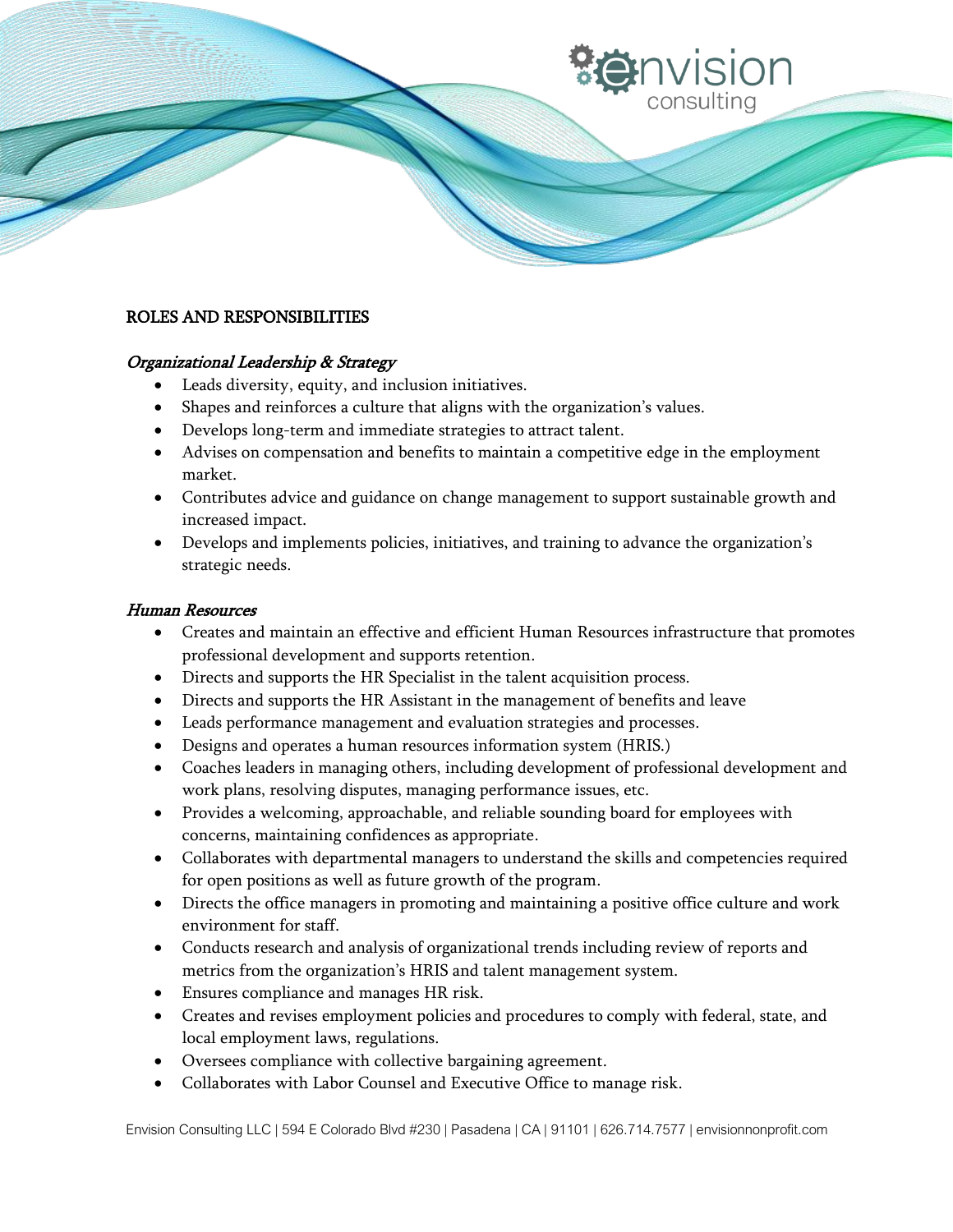## ROLES AND RESPONSIBILITIES

### *Organizational Leadership & Strategy*

- Leads diversity, equity, and inclusion initiatives.
- Shapes and reinforces a culture that aligns with the organization's values.
- Develops long-term and immediate strategies to attract talent.
- Advises on compensation and benefits to maintain a competitive edge in the employment market.
- Contributes advice and guidance on change management to support sustainable growth and increased impact.
- Develops and implements policies, initiatives, and training to advance the organization's strategic needs.

### *Human Resources*

- Creates and maintain an effective and efficient Human Resources infrastructure that promotes professional development and supports retention.
- Directs and supports the HR Specialist in the talent acquisition process.
- Directs and supports the HR Assistant in the management of benefits and leave
- Leads performance management and evaluation strategies and processes.
- Designs and operates a human resources information system (HRIS.)
- Coaches leaders in managing others, including development of professional development and work plans, resolving disputes, managing performance issues, etc.
- Provides a welcoming, approachable, and reliable sounding board for employees with concerns, maintaining confidences as appropriate.
- Collaborates with departmental managers to understand the skills and competencies required for open positions as well as future growth of the program.
- Directs the office managers in promoting and maintaining a positive office culture and work environment for staff.
- Conducts research and analysis of organizational trends including review of reports and metrics from the organization's HRIS and talent management system.
- Ensures compliance and manages HR risk.
- Creates and revises employment policies and procedures to comply with federal, state, and local employment laws, regulations.
- Oversees compliance with collective bargaining agreement.
- Collaborates with Labor Counsel and Executive Office to manage risk.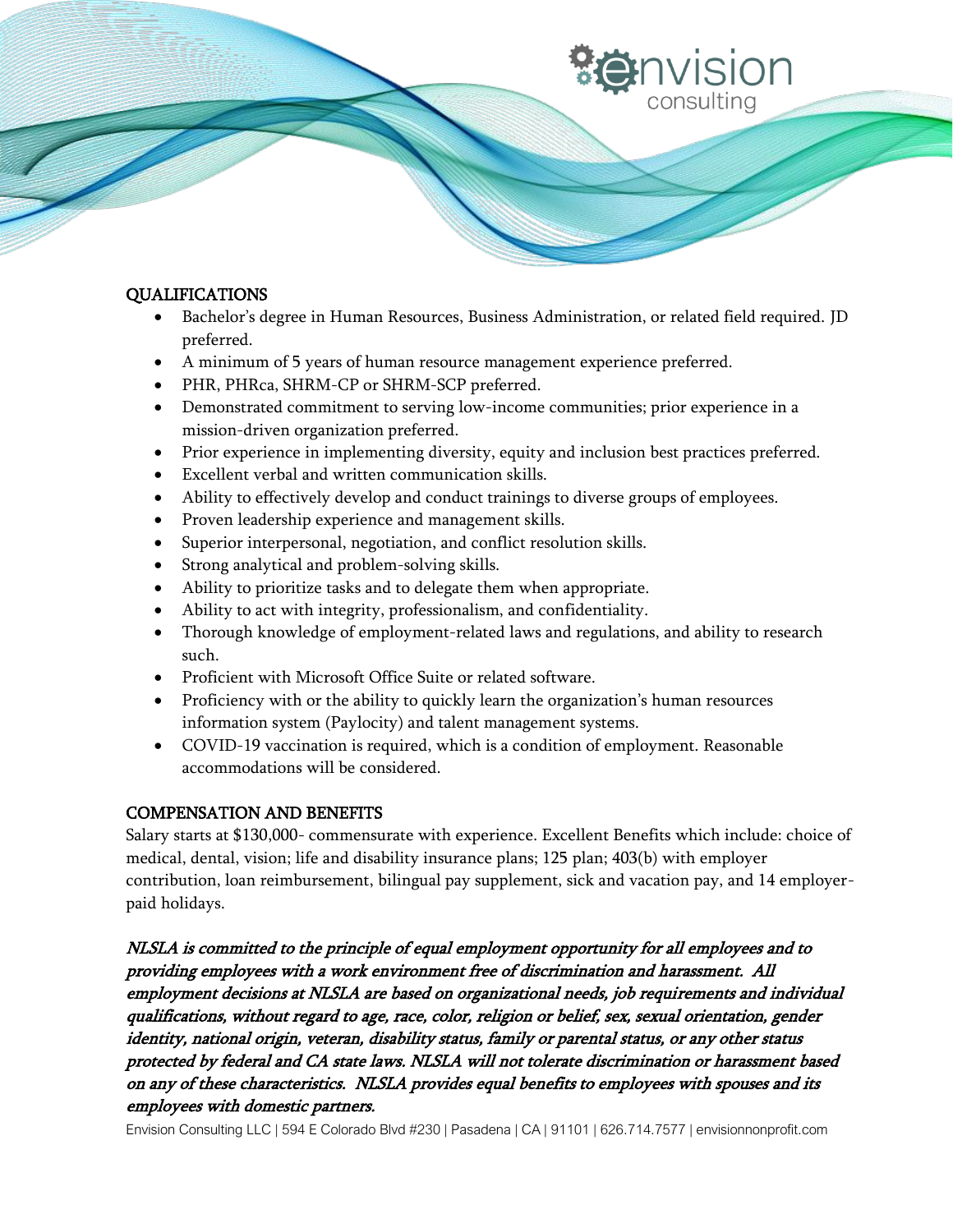## QUALIFICATIONS

- Bachelor's degree in Human Resources, Business Administration, or related field required. JD preferred.
- A minimum of 5 years of human resource management experience preferred.
- PHR, PHRca, SHRM-CP or SHRM-SCP preferred.
- Demonstrated commitment to serving low-income communities; prior experience in a mission-driven organization preferred.
- Prior experience in implementing diversity, equity and inclusion best practices preferred.
- Excellent verbal and written communication skills.
- Ability to effectively develop and conduct trainings to diverse groups of employees.
- Proven leadership experience and management skills.
- Superior interpersonal, negotiation, and conflict resolution skills.
- Strong analytical and problem-solving skills.
- Ability to prioritize tasks and to delegate them when appropriate.
- Ability to act with integrity, professionalism, and confidentiality.
- Thorough knowledge of employment-related laws and regulations, and ability to research such.
- Proficient with Microsoft Office Suite or related software.
- Proficiency with or the ability to quickly learn the organization's human resources information system (Paylocity) and talent management systems.
- COVID-19 vaccination is required, which is a condition of employment. Reasonable accommodations will be considered.

## COMPENSATION AND BENEFITS

Salary starts at $130,000- commensurate with experience. Excellent Benefits which include: choice of medical, dental, vision; life and disability insurance plans; 125 plan; 403(b) with employer contribution, loan reimbursement, bilingual pay supplement, sick and vacation pay, and 14 employer-paid holidays.

***NLSLA is committed to the principle of equal employment opportunity for all employees and to providing employees with a work environment free of discrimination and harassment. All employment decisions at NLSLA are based on organizational needs, job requirements and individual qualifications, without regard to age, race, color, religion or belief, sex, sexual orientation, gender identity, national origin, veteran, disability status, family or parental status, or any other status protected by federal and CA state laws. NLSLA will not tolerate discrimination or harassment based on any of these characteristics. NLSLA provides equal benefits to employees with spouses and its employees with domestic partners.***